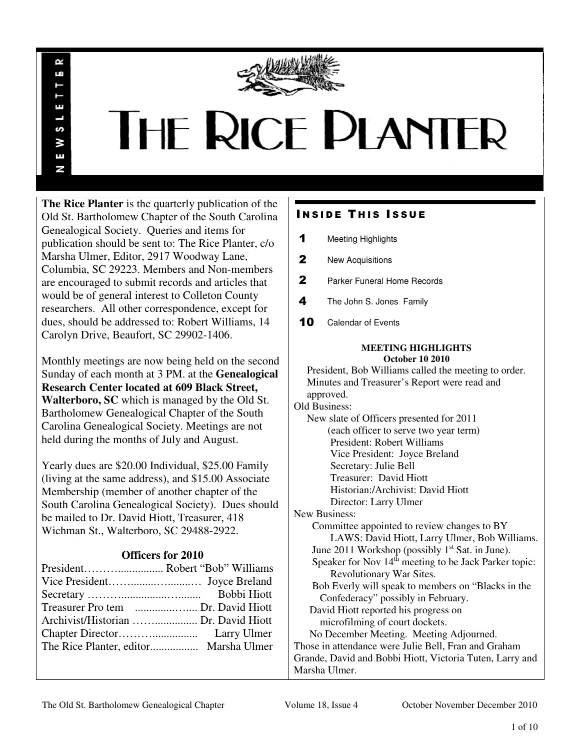# THE RICE PLANTER

NEWSLETTER

**The Rice Planter** is the quarterly publication of the Old St. Bartholomew Chapter of the South Carolina Genealogical Society. Queries and items for publication should be sent to: The Rice Planter, c/o Marsha Ulmer, Editor, 2917 Woodway Lane, Columbia, SC 29223. Members and Non-members are encouraged to submit records and articles that would be of general interest to Colleton County researchers. All other correspondence, except for dues, should be addressed to: Robert Williams, 14 Carolyn Drive, Beaufort, SC 29902-1406.

Monthly meetings are now being held on the second Sunday of each month at 3 PM. at the **Genealogical Research Center located at 609 Black Street, Walterboro, SC** which is managed by the Old St. Bartholomew Genealogical Chapter of the South Carolina Genealogical Society. Meetings are not held during the months of July and August.

Yearly dues are $20.00 Individual, $25.00 Family (living at the same address), and $15.00 Associate Membership (member of another chapter of the South Carolina Genealogical Society). Dues should be mailed to Dr. David Hiott, Treasurer, 418 Wichman St., Walterboro, SC 29488-2922.

### Officers for 2010

President………................ Robert “Bob” Williams
Vice President…….........…........… Joyce Breland
Secretary ………...............….........  Bobbi Hiott
Treasurer Pro tem  ...............…..... Dr. David Hiott
Archivist/Historian …….............. Dr. David Hiott
Chapter Director……….................  Larry Ulmer
The Rice Planter, editor.................  Marsha Ulmer

## INSIDE THIS ISSUE

1 Meeting Highlights
2 New Acquisitions
2 Parker Funeral Home Records
4 The John S. Jones Family
10 Calendar of Events

### MEETING HIGHLIGHTS
**October 10 2010**

President, Bob Williams called the meeting to order. Minutes and Treasurer's Report were read and approved.

Old Business:

New slate of Officers presented for 2011
(each officer to serve two year term)
President: Robert Williams
Vice President: Joyce Breland
Secretary: Julie Bell
Treasurer: David Hiott
Historian:/Archivist: David Hiott
Director: Larry Ulmer

New Business:

Committee appointed to review changes to BY LAWS: David Hiott, Larry Ulmer, Bob Williams.
June 2011 Workshop (possibly 1st Sat. in June).
Speaker for Nov 14th meeting to be Jack Parker topic: Revolutionary War Sites.
Bob Everly will speak to members on “Blacks in the Confederacy” possibly in February.
David Hiott reported his progress on microfilming of court dockets.
No December Meeting. Meeting Adjourned.

Those in attendance were Julie Bell, Fran and Graham Grande, David and Bobbi Hiott, Victoria Tuten, Larry and Marsha Ulmer.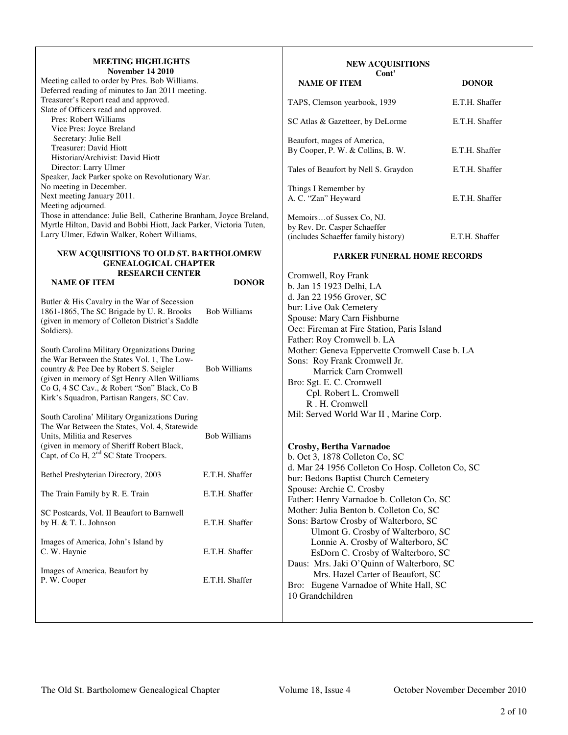## MEETING HIGHLIGHTS

**November 14 2010**

Meeting called to order by Pres. Bob Williams.
Deferred reading of minutes to Jan 2011 meeting.
Treasurer's Report read and approved.
Slate of Officers read and approved.

- Pres: Robert Williams
- Vice Pres: Joyce Breland
- Secretary: Julie Bell
- Treasurer: David Hiott
- Historian/Archivist: David Hiott
- Director: Larry Ulmer

Speaker, Jack Parker spoke on Revolutionary War.
No meeting in December.
Next meeting January 2011.
Meeting adjourned.
Those in attendance: Julie Bell, Catherine Branham, Joyce Breland, Myrtle Hilton, David and Bobbi Hiott, Jack Parker, Victoria Tuten, Larry Ulmer, Edwin Walker, Robert Williams,

## NEW ACQUISITIONS TO OLD ST. BARTHOLOMEW GENEALOGICAL CHAPTER RESEARCH CENTER

| NAME OF ITEM | DONOR |
|---|---|
| Butler & His Cavalry in the War of Secession 1861-1865, The SC Brigade by U. R. Brooks (given in memory of Colleton District's Saddle Soldiers). | Bob Williams |
| South Carolina Military Organizations During the War Between the States Vol. 1, The Low-country & Pee Dee by Robert S. Seigler (given in memory of Sgt Henry Allen Williams Co G, 4 SC Cav., & Robert "Son" Black, Co B Kirk's Squadron, Partisan Rangers, SC Cav. | Bob Williams |
| South Carolina' Military Organizations During The War Between the States, Vol. 4, Statewide Units, Militia and Reserves (given in memory of Sheriff Robert Black, Capt, of Co H, 2nd SC State Troopers. | Bob Williams |
| Bethel Presbyterian Directory, 2003 | E.T.H. Shaffer |
| The Train Family by R. E. Train | E.T.H. Shaffer |
| SC Postcards, Vol. II Beaufort to Barnwell by H. & T. L. Johnson | E.T.H. Shaffer |
| Images of America, John's Island by C. W. Haynie | E.T.H. Shaffer |
| Images of America, Beaufort by P. W. Cooper | E.T.H. Shaffer |

## NEW ACQUISITIONS Cont'

| NAME OF ITEM | DONOR |
|---|---|
| TAPS, Clemson yearbook, 1939 | E.T.H. Shaffer |
| SC Atlas & Gazetteer, by DeLorme | E.T.H. Shaffer |
| Beaufort, mages of America, By Cooper, P. W. & Collins, B. W. | E.T.H. Shaffer |
| Tales of Beaufort by Nell S. Graydon | E.T.H. Shaffer |
| Things I Remember by A. C. "Zan" Heyward | E.T.H. Shaffer |
| Memoirs…of Sussex Co, NJ. by Rev. Dr. Casper Schaeffer (includes Schaeffer family history) | E.T.H. Shaffer |

## PARKER FUNERAL HOME RECORDS

Cromwell, Roy Frank
b. Jan 15 1923 Delhi, LA
d. Jan 22 1956 Grover, SC
bur: Live Oak Cemetery
Spouse: Mary Carn Fishburne
Occ: Fireman at Fire Station, Paris Island
Father: Roy Cromwell b. LA
Mother: Geneva Eppervette Cromwell Case b. LA
Sons: Roy Frank Cromwell Jr.
Marrick Carn Cromwell
Bro: Sgt. E. C. Cromwell
Cpl. Robert L. Cromwell
R . H. Cromwell
Mil: Served World War II , Marine Corp.

**Crosby, Bertha Varnadoe**
b. Oct 3, 1878 Colleton Co, SC
d. Mar 24 1956 Colleton Co Hosp. Colleton Co, SC
bur: Bedons Baptist Church Cemetery
Spouse: Archie C. Crosby
Father: Henry Varnadoe b. Colleton Co, SC
Mother: Julia Benton b. Colleton Co, SC
Sons: Bartow Crosby of Walterboro, SC
Ulmont G. Crosby of Walterboro, SC
Lonnie A. Crosby of Walterboro, SC
EsDorn C. Crosby of Walterboro, SC
Daus: Mrs. Jaki O'Quinn of Walterboro, SC
Mrs. Hazel Carter of Beaufort, SC
Bro: Eugene Varnadoe of White Hall, SC
10 Grandchildren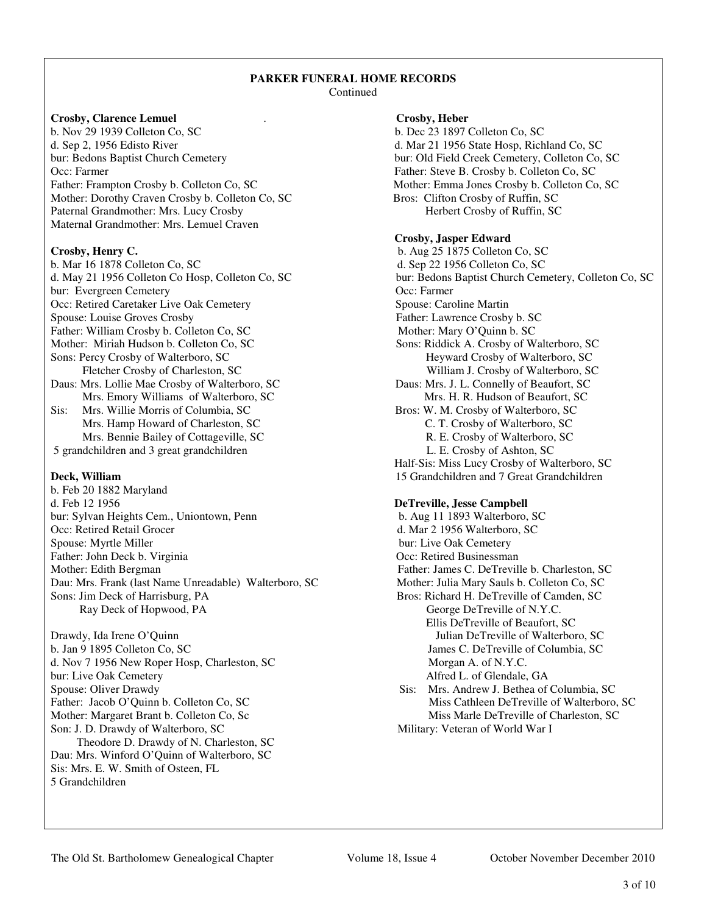## PARKER FUNERAL HOME RECORDS

Continued

**Crosby, Clarence Lemuel**
b. Nov 29 1939 Colleton Co, SC
d. Sep 2, 1956 Edisto River
bur: Bedons Baptist Church Cemetery
Occ: Farmer
Father: Frampton Crosby b. Colleton Co, SC
Mother: Dorothy Craven Crosby b. Colleton Co, SC
Paternal Grandmother: Mrs. Lucy Crosby
Maternal Grandmother: Mrs. Lemuel Craven

**Crosby, Henry C.**
b. Mar 16 1878 Colleton Co, SC
d. May 21 1956 Colleton Co Hosp, Colleton Co, SC
bur: Evergreen Cemetery
Occ: Retired Caretaker Live Oak Cemetery
Spouse: Louise Groves Crosby
Father: William Crosby b. Colleton Co, SC
Mother: Miriah Hudson b. Colleton Co, SC
Sons: Percy Crosby of Walterboro, SC
Fletcher Crosby of Charleston, SC
Daus: Mrs. Lollie Mae Crosby of Walterboro, SC
Mrs. Emory Williams of Walterboro, SC
Sis: Mrs. Willie Morris of Columbia, SC
Mrs. Hamp Howard of Charleston, SC
Mrs. Bennie Bailey of Cottageville, SC
5 grandchildren and 3 great grandchildren

**Deck, William**
b. Feb 20 1882 Maryland
d. Feb 12 1956
bur: Sylvan Heights Cem., Uniontown, Penn
Occ: Retired Retail Grocer
Spouse: Myrtle Miller
Father: John Deck b. Virginia
Mother: Edith Bergman
Dau: Mrs. Frank (last Name Unreadable) Walterboro, SC
Sons: Jim Deck of Harrisburg, PA
Ray Deck of Hopwood, PA

Drawdy, Ida Irene O'Quinn
b. Jan 9 1895 Colleton Co, SC
d. Nov 7 1956 New Roper Hosp, Charleston, SC
bur: Live Oak Cemetery
Spouse: Oliver Drawdy
Father: Jacob O'Quinn b. Colleton Co, SC
Mother: Margaret Brant b. Colleton Co, Sc
Son: J. D. Drawdy of Walterboro, SC
Theodore D. Drawdy of N. Charleston, SC
Dau: Mrs. Winford O'Quinn of Walterboro, SC
Sis: Mrs. E. W. Smith of Osteen, FL
5 Grandchildren

**Crosby, Heber**
b. Dec 23 1897 Colleton Co, SC
d. Mar 21 1956 State Hosp, Richland Co, SC
bur: Old Field Creek Cemetery, Colleton Co, SC
Father: Steve B. Crosby b. Colleton Co, SC
Mother: Emma Jones Crosby b. Colleton Co, SC
Bros: Clifton Crosby of Ruffin, SC
Herbert Crosby of Ruffin, SC

**Crosby, Jasper Edward**
b. Aug 25 1875 Colleton Co, SC
d. Sep 22 1956 Colleton Co, SC
bur: Bedons Baptist Church Cemetery, Colleton Co, SC
Occ: Farmer
Spouse: Caroline Martin
Father: Lawrence Crosby b. SC
Mother: Mary O'Quinn b. SC
Sons: Riddick A. Crosby of Walterboro, SC
Heyward Crosby of Walterboro, SC
William J. Crosby of Walterboro, SC
Daus: Mrs. J. L. Connelly of Beaufort, SC
Mrs. H. R. Hudson of Beaufort, SC
Bros: W. M. Crosby of Walterboro, SC
C. T. Crosby of Walterboro, SC
R. E. Crosby of Walterboro, SC
L. E. Crosby of Ashton, SC
Half-Sis: Miss Lucy Crosby of Walterboro, SC
15 Grandchildren and 7 Great Grandchildren

**DeTreville, Jesse Campbell**
b. Aug 11 1893 Walterboro, SC
d. Mar 2 1956 Walterboro, SC
bur: Live Oak Cemetery
Occ: Retired Businessman
Father: James C. DeTreville b. Charleston, SC
Mother: Julia Mary Sauls b. Colleton Co, SC
Bros: Richard H. DeTreville of Camden, SC
George DeTreville of N.Y.C.
Ellis DeTreville of Beaufort, SC
Julian DeTreville of Walterboro, SC
James C. DeTreville of Columbia, SC
Morgan A. of N.Y.C.
Alfred L. of Glendale, GA
Sis: Mrs. Andrew J. Bethea of Columbia, SC
Miss Cathleen DeTreville of Walterboro, SC
Miss Marle DeTreville of Charleston, SC
Military: Veteran of World War I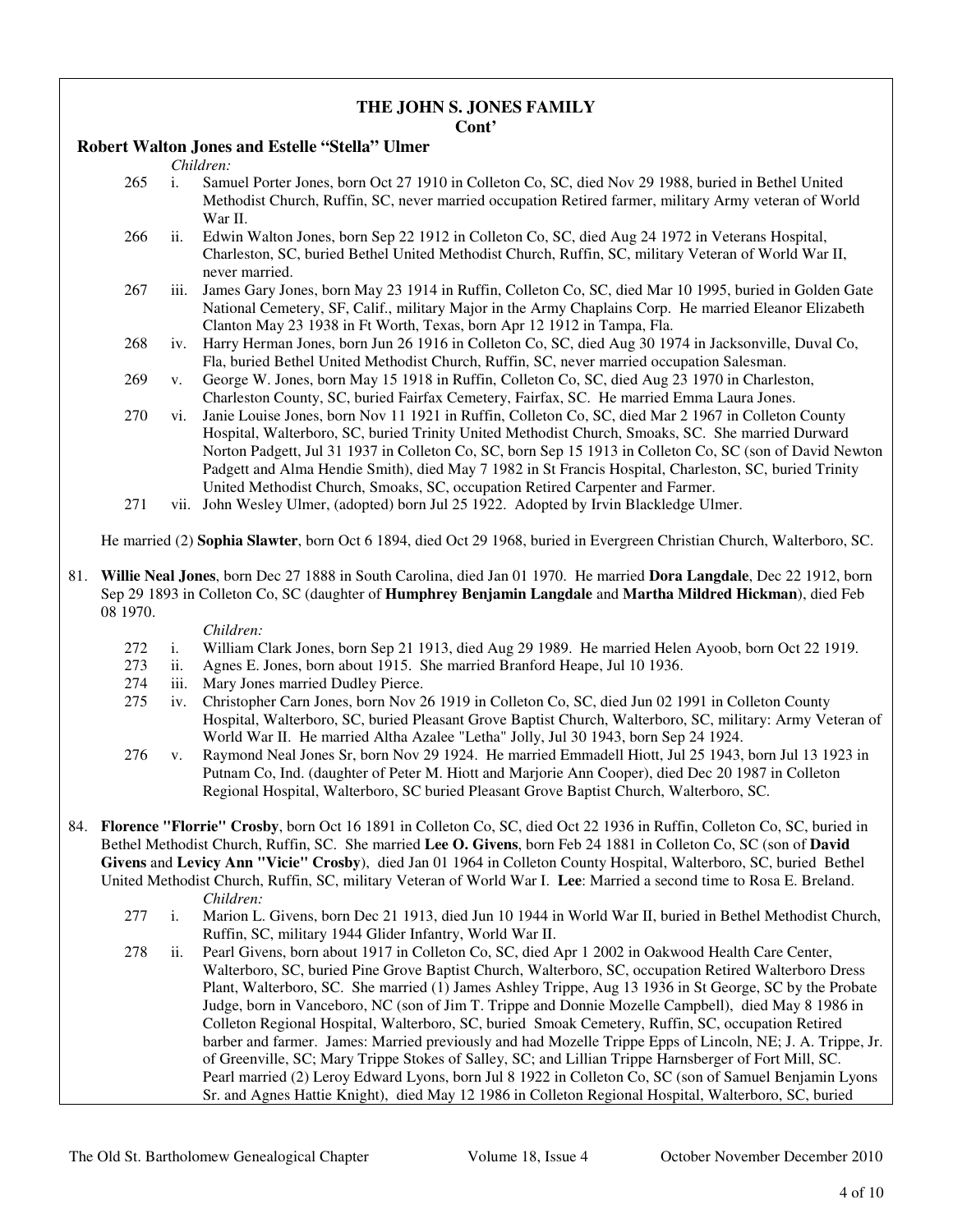## THE JOHN S. JONES FAMILY
**Cont'**

**Robert Walton Jones and Estelle "Stella" Ulmer**

*Children:*

265 i. Samuel Porter Jones, born Oct 27 1910 in Colleton Co, SC, died Nov 29 1988, buried in Bethel United Methodist Church, Ruffin, SC, never married occupation Retired farmer, military Army veteran of World War II.

266 ii. Edwin Walton Jones, born Sep 22 1912 in Colleton Co, SC, died Aug 24 1972 in Veterans Hospital, Charleston, SC, buried Bethel United Methodist Church, Ruffin, SC, military Veteran of World War II, never married.

267 iii. James Gary Jones, born May 23 1914 in Ruffin, Colleton Co, SC, died Mar 10 1995, buried in Golden Gate National Cemetery, SF, Calif., military Major in the Army Chaplains Corp. He married Eleanor Elizabeth Clanton May 23 1938 in Ft Worth, Texas, born Apr 12 1912 in Tampa, Fla.

268 iv. Harry Herman Jones, born Jun 26 1916 in Colleton Co, SC, died Aug 30 1974 in Jacksonville, Duval Co, Fla, buried Bethel United Methodist Church, Ruffin, SC, never married occupation Salesman.

269 v. George W. Jones, born May 15 1918 in Ruffin, Colleton Co, SC, died Aug 23 1970 in Charleston, Charleston County, SC, buried Fairfax Cemetery, Fairfax, SC. He married Emma Laura Jones.

270 vi. Janie Louise Jones, born Nov 11 1921 in Ruffin, Colleton Co, SC, died Mar 2 1967 in Colleton County Hospital, Walterboro, SC, buried Trinity United Methodist Church, Smoaks, SC. She married Durward Norton Padgett, Jul 31 1937 in Colleton Co, SC, born Sep 15 1913 in Colleton Co, SC (son of David Newton Padgett and Alma Hendie Smith), died May 7 1982 in St Francis Hospital, Charleston, SC, buried Trinity United Methodist Church, Smoaks, SC, occupation Retired Carpenter and Farmer.

271 vii. John Wesley Ulmer, (adopted) born Jul 25 1922. Adopted by Irvin Blackledge Ulmer.

He married (2) **Sophia Slawter**, born Oct 6 1894, died Oct 29 1968, buried in Evergreen Christian Church, Walterboro, SC.

81. **Willie Neal Jones**, born Dec 27 1888 in South Carolina, died Jan 01 1970. He married **Dora Langdale**, Dec 22 1912, born Sep 29 1893 in Colleton Co, SC (daughter of **Humphrey Benjamin Langdale** and **Martha Mildred Hickman**), died Feb 08 1970.

*Children:*

272 i. William Clark Jones, born Sep 21 1913, died Aug 29 1989. He married Helen Ayoob, born Oct 22 1919.

273 ii. Agnes E. Jones, born about 1915. She married Branford Heape, Jul 10 1936.

274 iii. Mary Jones married Dudley Pierce.

275 iv. Christopher Carn Jones, born Nov 26 1919 in Colleton Co, SC, died Jun 02 1991 in Colleton County Hospital, Walterboro, SC, buried Pleasant Grove Baptist Church, Walterboro, SC, military: Army Veteran of World War II. He married Altha Azalee "Letha" Jolly, Jul 30 1943, born Sep 24 1924.

276 v. Raymond Neal Jones Sr, born Nov 29 1924. He married Emmadell Hiott, Jul 25 1943, born Jul 13 1923 in Putnam Co, Ind. (daughter of Peter M. Hiott and Marjorie Ann Cooper), died Dec 20 1987 in Colleton Regional Hospital, Walterboro, SC buried Pleasant Grove Baptist Church, Walterboro, SC.

84. **Florence "Florrie" Crosby**, born Oct 16 1891 in Colleton Co, SC, died Oct 22 1936 in Ruffin, Colleton Co, SC, buried in Bethel Methodist Church, Ruffin, SC. She married **Lee O. Givens**, born Feb 24 1881 in Colleton Co, SC (son of **David Givens** and **Levicy Ann "Vicie" Crosby**), died Jan 01 1964 in Colleton County Hospital, Walterboro, SC, buried Bethel United Methodist Church, Ruffin, SC, military Veteran of World War I. **Lee**: Married a second time to Rosa E. Breland.

*Children:*

277 i. Marion L. Givens, born Dec 21 1913, died Jun 10 1944 in World War II, buried in Bethel Methodist Church, Ruffin, SC, military 1944 Glider Infantry, World War II.

278 ii. Pearl Givens, born about 1917 in Colleton Co, SC, died Apr 1 2002 in Oakwood Health Care Center, Walterboro, SC, buried Pine Grove Baptist Church, Walterboro, SC, occupation Retired Walterboro Dress Plant, Walterboro, SC. She married (1) James Ashley Trippe, Aug 13 1936 in St George, SC by the Probate Judge, born in Vanceboro, NC (son of Jim T. Trippe and Donnie Mozelle Campbell), died May 8 1986 in Colleton Regional Hospital, Walterboro, SC, buried Smoak Cemetery, Ruffin, SC, occupation Retired barber and farmer. James: Married previously and had Mozelle Trippe Epps of Lincoln, NE; J. A. Trippe, Jr. of Greenville, SC; Mary Trippe Stokes of Salley, SC; and Lillian Trippe Harnsberger of Fort Mill, SC. Pearl married (2) Leroy Edward Lyons, born Jul 8 1922 in Colleton Co, SC (son of Samuel Benjamin Lyons Sr. and Agnes Hattie Knight), died May 12 1986 in Colleton Regional Hospital, Walterboro, SC, buried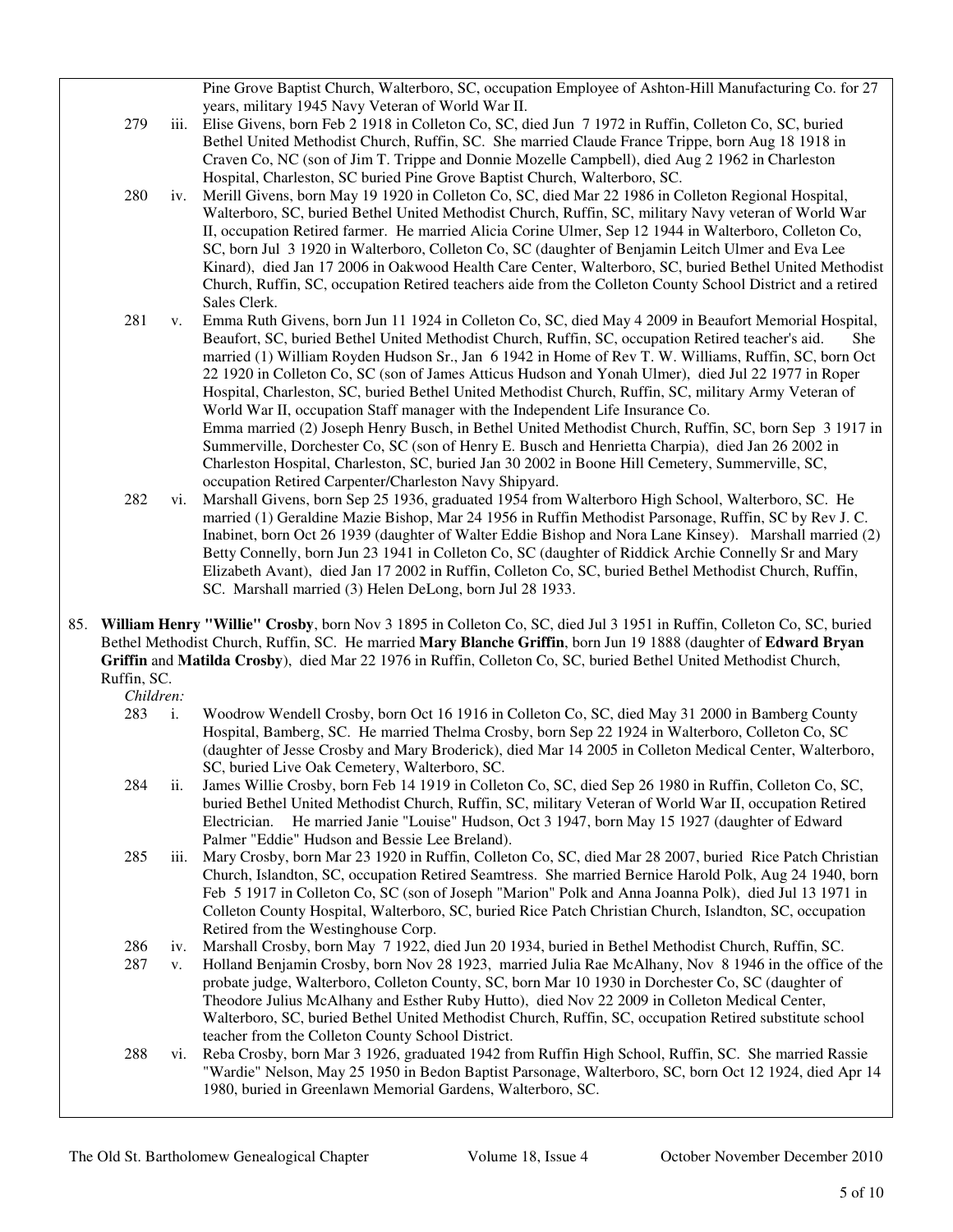Pine Grove Baptist Church, Walterboro, SC, occupation Employee of Ashton-Hill Manufacturing Co. for 27 years, military 1945 Navy Veteran of World War II.

279 iii. Elise Givens, born Feb 2 1918 in Colleton Co, SC, died Jun 7 1972 in Ruffin, Colleton Co, SC, buried Bethel United Methodist Church, Ruffin, SC. She married Claude France Trippe, born Aug 18 1918 in Craven Co, NC (son of Jim T. Trippe and Donnie Mozelle Campbell), died Aug 2 1962 in Charleston Hospital, Charleston, SC buried Pine Grove Baptist Church, Walterboro, SC.

280 iv. Merill Givens, born May 19 1920 in Colleton Co, SC, died Mar 22 1986 in Colleton Regional Hospital, Walterboro, SC, buried Bethel United Methodist Church, Ruffin, SC, military Navy veteran of World War II, occupation Retired farmer. He married Alicia Corine Ulmer, Sep 12 1944 in Walterboro, Colleton Co, SC, born Jul 3 1920 in Walterboro, Colleton Co, SC (daughter of Benjamin Leitch Ulmer and Eva Lee Kinard), died Jan 17 2006 in Oakwood Health Care Center, Walterboro, SC, buried Bethel United Methodist Church, Ruffin, SC, occupation Retired teachers aide from the Colleton County School District and a retired Sales Clerk.

281 v. Emma Ruth Givens, born Jun 11 1924 in Colleton Co, SC, died May 4 2009 in Beaufort Memorial Hospital, Beaufort, SC, buried Bethel United Methodist Church, Ruffin, SC, occupation Retired teacher's aid. She married (1) William Royden Hudson Sr., Jan 6 1942 in Home of Rev T. W. Williams, Ruffin, SC, born Oct 22 1920 in Colleton Co, SC (son of James Atticus Hudson and Yonah Ulmer), died Jul 22 1977 in Roper Hospital, Charleston, SC, buried Bethel United Methodist Church, Ruffin, SC, military Army Veteran of World War II, occupation Staff manager with the Independent Life Insurance Co.
Emma married (2) Joseph Henry Busch, in Bethel United Methodist Church, Ruffin, SC, born Sep 3 1917 in Summerville, Dorchester Co, SC (son of Henry E. Busch and Henrietta Charpia), died Jan 26 2002 in Charleston Hospital, Charleston, SC, buried Jan 30 2002 in Boone Hill Cemetery, Summerville, SC, occupation Retired Carpenter/Charleston Navy Shipyard.

282 vi. Marshall Givens, born Sep 25 1936, graduated 1954 from Walterboro High School, Walterboro, SC. He married (1) Geraldine Mazie Bishop, Mar 24 1956 in Ruffin Methodist Parsonage, Ruffin, SC by Rev J. C. Inabinet, born Oct 26 1939 (daughter of Walter Eddie Bishop and Nora Lane Kinsey). Marshall married (2) Betty Connelly, born Jun 23 1941 in Colleton Co, SC (daughter of Riddick Archie Connelly Sr and Mary Elizabeth Avant), died Jan 17 2002 in Ruffin, Colleton Co, SC, buried Bethel Methodist Church, Ruffin, SC. Marshall married (3) Helen DeLong, born Jul 28 1933.

85. **William Henry "Willie" Crosby**, born Nov 3 1895 in Colleton Co, SC, died Jul 3 1951 in Ruffin, Colleton Co, SC, buried Bethel Methodist Church, Ruffin, SC. He married **Mary Blanche Griffin**, born Jun 19 1888 (daughter of **Edward Bryan Griffin** and **Matilda Crosby**), died Mar 22 1976 in Ruffin, Colleton Co, SC, buried Bethel United Methodist Church, Ruffin, SC.

*Children:*

283 i. Woodrow Wendell Crosby, born Oct 16 1916 in Colleton Co, SC, died May 31 2000 in Bamberg County Hospital, Bamberg, SC. He married Thelma Crosby, born Sep 22 1924 in Walterboro, Colleton Co, SC (daughter of Jesse Crosby and Mary Broderick), died Mar 14 2005 in Colleton Medical Center, Walterboro, SC, buried Live Oak Cemetery, Walterboro, SC.

284 ii. James Willie Crosby, born Feb 14 1919 in Colleton Co, SC, died Sep 26 1980 in Ruffin, Colleton Co, SC, buried Bethel United Methodist Church, Ruffin, SC, military Veteran of World War II, occupation Retired Electrician. He married Janie "Louise" Hudson, Oct 3 1947, born May 15 1927 (daughter of Edward Palmer "Eddie" Hudson and Bessie Lee Breland).

285 iii. Mary Crosby, born Mar 23 1920 in Ruffin, Colleton Co, SC, died Mar 28 2007, buried Rice Patch Christian Church, Islandton, SC, occupation Retired Seamtress. She married Bernice Harold Polk, Aug 24 1940, born Feb 5 1917 in Colleton Co, SC (son of Joseph "Marion" Polk and Anna Joanna Polk), died Jul 13 1971 in Colleton County Hospital, Walterboro, SC, buried Rice Patch Christian Church, Islandton, SC, occupation Retired from the Westinghouse Corp.

286 iv. Marshall Crosby, born May 7 1922, died Jun 20 1934, buried in Bethel Methodist Church, Ruffin, SC.

287 v. Holland Benjamin Crosby, born Nov 28 1923, married Julia Rae McAlhany, Nov 8 1946 in the office of the probate judge, Walterboro, Colleton County, SC, born Mar 10 1930 in Dorchester Co, SC (daughter of Theodore Julius McAlhany and Esther Ruby Hutto), died Nov 22 2009 in Colleton Medical Center, Walterboro, SC, buried Bethel United Methodist Church, Ruffin, SC, occupation Retired substitute school teacher from the Colleton County School District.

288 vi. Reba Crosby, born Mar 3 1926, graduated 1942 from Ruffin High School, Ruffin, SC. She married Rassie "Wardie" Nelson, May 25 1950 in Bedon Baptist Parsonage, Walterboro, SC, born Oct 12 1924, died Apr 14 1980, buried in Greenlawn Memorial Gardens, Walterboro, SC.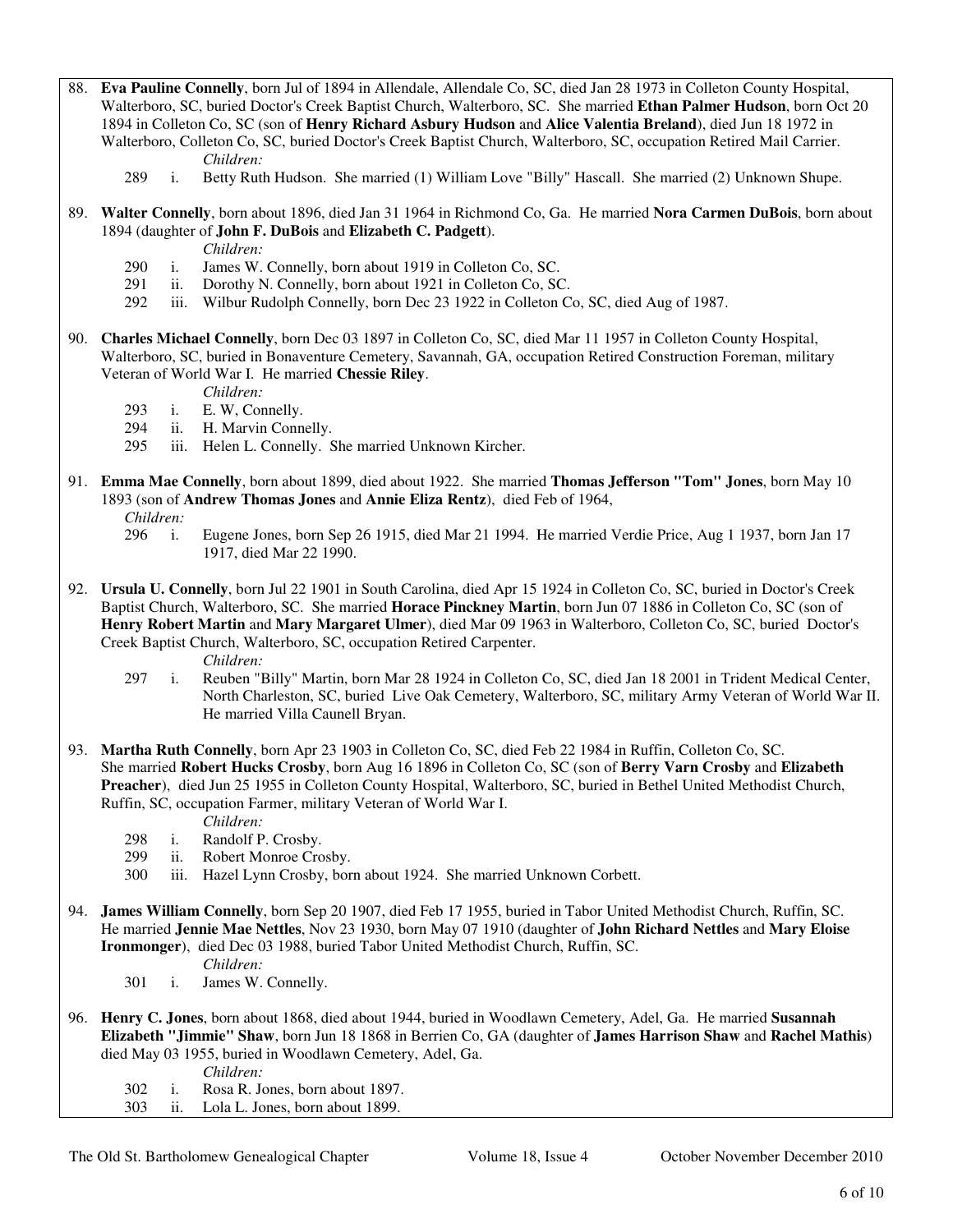88. **Eva Pauline Connelly**, born Jul of 1894 in Allendale, Allendale Co, SC, died Jan 28 1973 in Colleton County Hospital, Walterboro, SC, buried Doctor's Creek Baptist Church, Walterboro, SC. She married **Ethan Palmer Hudson**, born Oct 20 1894 in Colleton Co, SC (son of **Henry Richard Asbury Hudson** and **Alice Valentia Breland**), died Jun 18 1972 in Walterboro, Colleton Co, SC, buried Doctor's Creek Baptist Church, Walterboro, SC, occupation Retired Mail Carrier.

    *Children:*

    289 i. Betty Ruth Hudson. She married (1) William Love "Billy" Hascall. She married (2) Unknown Shupe.

89. **Walter Connelly**, born about 1896, died Jan 31 1964 in Richmond Co, Ga. He married **Nora Carmen DuBois**, born about 1894 (daughter of **John F. DuBois** and **Elizabeth C. Padgett**).

    *Children:*

    290 i. James W. Connelly, born about 1919 in Colleton Co, SC.
    291 ii. Dorothy N. Connelly, born about 1921 in Colleton Co, SC.
    292 iii. Wilbur Rudolph Connelly, born Dec 23 1922 in Colleton Co, SC, died Aug of 1987.

90. **Charles Michael Connelly**, born Dec 03 1897 in Colleton Co, SC, died Mar 11 1957 in Colleton County Hospital, Walterboro, SC, buried in Bonaventure Cemetery, Savannah, GA, occupation Retired Construction Foreman, military Veteran of World War I. He married **Chessie Riley**.

    *Children:*

    293 i. E. W, Connelly.
    294 ii. H. Marvin Connelly.
    295 iii. Helen L. Connelly. She married Unknown Kircher.

91. **Emma Mae Connelly**, born about 1899, died about 1922. She married **Thomas Jefferson "Tom" Jones**, born May 10 1893 (son of **Andrew Thomas Jones** and **Annie Eliza Rentz**), died Feb of 1964,

    *Children:*

    296 i. Eugene Jones, born Sep 26 1915, died Mar 21 1994. He married Verdie Price, Aug 1 1937, born Jan 17 1917, died Mar 22 1990.

92. **Ursula U. Connelly**, born Jul 22 1901 in South Carolina, died Apr 15 1924 in Colleton Co, SC, buried in Doctor's Creek Baptist Church, Walterboro, SC. She married **Horace Pinckney Martin**, born Jun 07 1886 in Colleton Co, SC (son of **Henry Robert Martin** and **Mary Margaret Ulmer**), died Mar 09 1963 in Walterboro, Colleton Co, SC, buried Doctor's Creek Baptist Church, Walterboro, SC, occupation Retired Carpenter.

    *Children:*

    297 i. Reuben "Billy" Martin, born Mar 28 1924 in Colleton Co, SC, died Jan 18 2001 in Trident Medical Center, North Charleston, SC, buried Live Oak Cemetery, Walterboro, SC, military Army Veteran of World War II. He married Villa Caunell Bryan.

93. **Martha Ruth Connelly**, born Apr 23 1903 in Colleton Co, SC, died Feb 22 1984 in Ruffin, Colleton Co, SC. She married **Robert Hucks Crosby**, born Aug 16 1896 in Colleton Co, SC (son of **Berry Varn Crosby** and **Elizabeth Preacher**), died Jun 25 1955 in Colleton County Hospital, Walterboro, SC, buried in Bethel United Methodist Church, Ruffin, SC, occupation Farmer, military Veteran of World War I.

    *Children:*

    298 i. Randolf P. Crosby.
    299 ii. Robert Monroe Crosby.
    300 iii. Hazel Lynn Crosby, born about 1924. She married Unknown Corbett.

94. **James William Connelly**, born Sep 20 1907, died Feb 17 1955, buried in Tabor United Methodist Church, Ruffin, SC. He married **Jennie Mae Nettles**, Nov 23 1930, born May 07 1910 (daughter of **John Richard Nettles** and **Mary Eloise Ironmonger**), died Dec 03 1988, buried Tabor United Methodist Church, Ruffin, SC.

    *Children:*

    301 i. James W. Connelly.

96. **Henry C. Jones**, born about 1868, died about 1944, buried in Woodlawn Cemetery, Adel, Ga. He married **Susannah Elizabeth "Jimmie" Shaw**, born Jun 18 1868 in Berrien Co, GA (daughter of **James Harrison Shaw** and **Rachel Mathis**) died May 03 1955, buried in Woodlawn Cemetery, Adel, Ga.

    *Children:*

    302 i. Rosa R. Jones, born about 1897.
    303 ii. Lola L. Jones, born about 1899.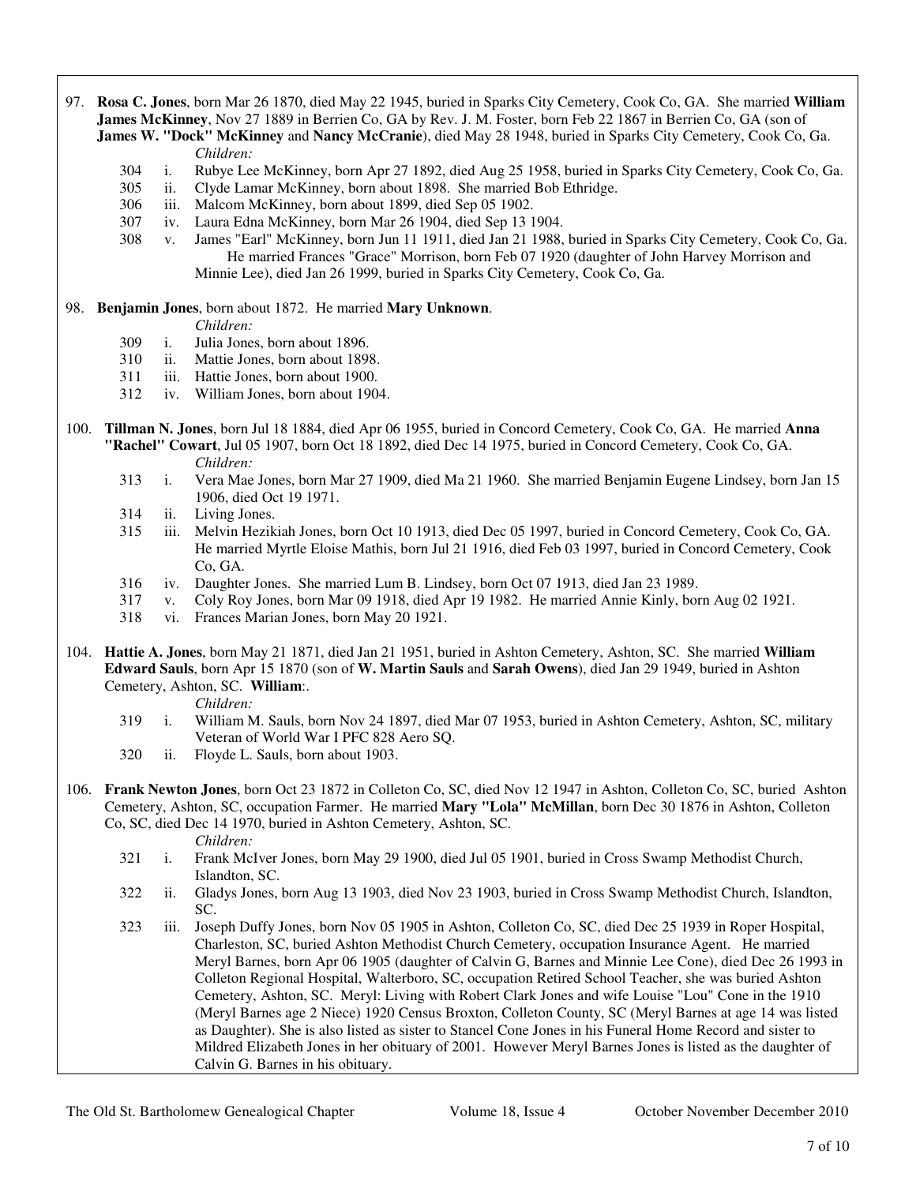97. **Rosa C. Jones**, born Mar 26 1870, died May 22 1945, buried in Sparks City Cemetery, Cook Co, GA. She married **William James McKinney**, Nov 27 1889 in Berrien Co, GA by Rev. J. M. Foster, born Feb 22 1867 in Berrien Co, GA (son of **James W. "Dock" McKinney** and **Nancy McCranie**), died May 28 1948, buried in Sparks City Cemetery, Cook Co, Ga.

*Children:*

- 304 i. Rubye Lee McKinney, born Apr 27 1892, died Aug 25 1958, buried in Sparks City Cemetery, Cook Co, Ga.
- 305 ii. Clyde Lamar McKinney, born about 1898. She married Bob Ethridge.
- 306 iii. Malcom McKinney, born about 1899, died Sep 05 1902.
- 307 iv. Laura Edna McKinney, born Mar 26 1904, died Sep 13 1904.
- 308 v. James "Earl" McKinney, born Jun 11 1911, died Jan 21 1988, buried in Sparks City Cemetery, Cook Co, Ga. He married Frances "Grace" Morrison, born Feb 07 1920 (daughter of John Harvey Morrison and Minnie Lee), died Jan 26 1999, buried in Sparks City Cemetery, Cook Co, Ga.

98. **Benjamin Jones**, born about 1872. He married **Mary Unknown**.

*Children:*

- 309 i. Julia Jones, born about 1896.
- 310 ii. Mattie Jones, born about 1898.
- 311 iii. Hattie Jones, born about 1900.
- 312 iv. William Jones, born about 1904.

100. **Tillman N. Jones**, born Jul 18 1884, died Apr 06 1955, buried in Concord Cemetery, Cook Co, GA. He married **Anna "Rachel" Cowart**, Jul 05 1907, born Oct 18 1892, died Dec 14 1975, buried in Concord Cemetery, Cook Co, GA.

*Children:*

- 313 i. Vera Mae Jones, born Mar 27 1909, died Ma 21 1960. She married Benjamin Eugene Lindsey, born Jan 15 1906, died Oct 19 1971.
- 314 ii. Living Jones.
- 315 iii. Melvin Hezikiah Jones, born Oct 10 1913, died Dec 05 1997, buried in Concord Cemetery, Cook Co, GA. He married Myrtle Eloise Mathis, born Jul 21 1916, died Feb 03 1997, buried in Concord Cemetery, Cook Co, GA.
- 316 iv. Daughter Jones. She married Lum B. Lindsey, born Oct 07 1913, died Jan 23 1989.
- 317 v. Coly Roy Jones, born Mar 09 1918, died Apr 19 1982. He married Annie Kinly, born Aug 02 1921.
- 318 vi. Frances Marian Jones, born May 20 1921.

104. **Hattie A. Jones**, born May 21 1871, died Jan 21 1951, buried in Ashton Cemetery, Ashton, SC. She married **William Edward Sauls**, born Apr 15 1870 (son of **W. Martin Sauls** and **Sarah Owens**), died Jan 29 1949, buried in Ashton Cemetery, Ashton, SC. **William**:.

*Children:*

- 319 i. William M. Sauls, born Nov 24 1897, died Mar 07 1953, buried in Ashton Cemetery, Ashton, SC, military Veteran of World War I PFC 828 Aero SQ.
- 320 ii. Floyde L. Sauls, born about 1903.

106. **Frank Newton Jones**, born Oct 23 1872 in Colleton Co, SC, died Nov 12 1947 in Ashton, Colleton Co, SC, buried Ashton Cemetery, Ashton, SC, occupation Farmer. He married **Mary "Lola" McMillan**, born Dec 30 1876 in Ashton, Colleton Co, SC, died Dec 14 1970, buried in Ashton Cemetery, Ashton, SC.

*Children:*

- 321 i. Frank McIver Jones, born May 29 1900, died Jul 05 1901, buried in Cross Swamp Methodist Church, Islandton, SC.
- 322 ii. Gladys Jones, born Aug 13 1903, died Nov 23 1903, buried in Cross Swamp Methodist Church, Islandton, SC.
- 323 iii. Joseph Duffy Jones, born Nov 05 1905 in Ashton, Colleton Co, SC, died Dec 25 1939 in Roper Hospital, Charleston, SC, buried Ashton Methodist Church Cemetery, occupation Insurance Agent. He married Meryl Barnes, born Apr 06 1905 (daughter of Calvin G, Barnes and Minnie Lee Cone), died Dec 26 1993 in Colleton Regional Hospital, Walterboro, SC, occupation Retired School Teacher, she was buried Ashton Cemetery, Ashton, SC. Meryl: Living with Robert Clark Jones and wife Louise "Lou" Cone in the 1910 (Meryl Barnes age 2 Niece) 1920 Census Broxton, Colleton County, SC (Meryl Barnes at age 14 was listed as Daughter). She is also listed as sister to Stancel Cone Jones in his Funeral Home Record and sister to Mildred Elizabeth Jones in her obituary of 2001. However Meryl Barnes Jones is listed as the daughter of Calvin G. Barnes in his obituary.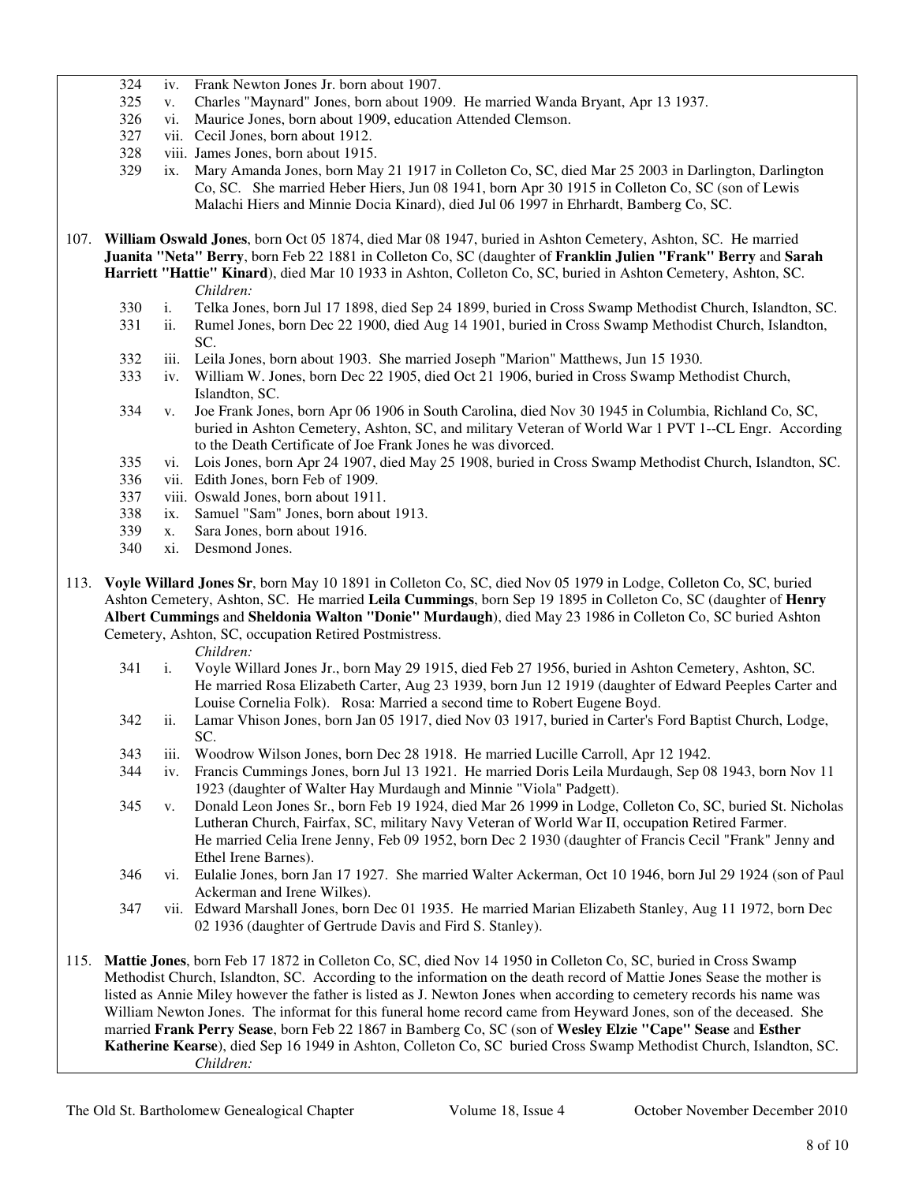324 iv. Frank Newton Jones Jr. born about 1907.
325 v. Charles "Maynard" Jones, born about 1909. He married Wanda Bryant, Apr 13 1937.
326 vi. Maurice Jones, born about 1909, education Attended Clemson.
327 vii. Cecil Jones, born about 1912.
328 viii. James Jones, born about 1915.
329 ix. Mary Amanda Jones, born May 21 1917 in Colleton Co, SC, died Mar 25 2003 in Darlington, Darlington Co, SC. She married Heber Hiers, Jun 08 1941, born Apr 30 1915 in Colleton Co, SC (son of Lewis Malachi Hiers and Minnie Docia Kinard), died Jul 06 1997 in Ehrhardt, Bamberg Co, SC.

107. **William Oswald Jones**, born Oct 05 1874, died Mar 08 1947, buried in Ashton Cemetery, Ashton, SC. He married **Juanita "Neta" Berry**, born Feb 22 1881 in Colleton Co, SC (daughter of **Franklin Julien "Frank" Berry** and **Sarah Harriett "Hattie" Kinard**), died Mar 10 1933 in Ashton, Colleton Co, SC, buried in Ashton Cemetery, Ashton, SC.

*Children:*

330 i. Telka Jones, born Jul 17 1898, died Sep 24 1899, buried in Cross Swamp Methodist Church, Islandton, SC.
331 ii. Rumel Jones, born Dec 22 1900, died Aug 14 1901, buried in Cross Swamp Methodist Church, Islandton, SC.
332 iii. Leila Jones, born about 1903. She married Joseph "Marion" Matthews, Jun 15 1930.
333 iv. William W. Jones, born Dec 22 1905, died Oct 21 1906, buried in Cross Swamp Methodist Church, Islandton, SC.
334 v. Joe Frank Jones, born Apr 06 1906 in South Carolina, died Nov 30 1945 in Columbia, Richland Co, SC, buried in Ashton Cemetery, Ashton, SC, and military Veteran of World War 1 PVT 1--CL Engr. According to the Death Certificate of Joe Frank Jones he was divorced.
335 vi. Lois Jones, born Apr 24 1907, died May 25 1908, buried in Cross Swamp Methodist Church, Islandton, SC.
336 vii. Edith Jones, born Feb of 1909.
337 viii. Oswald Jones, born about 1911.
338 ix. Samuel "Sam" Jones, born about 1913.
339 x. Sara Jones, born about 1916.
340 xi. Desmond Jones.

113. **Voyle Willard Jones Sr**, born May 10 1891 in Colleton Co, SC, died Nov 05 1979 in Lodge, Colleton Co, SC, buried Ashton Cemetery, Ashton, SC. He married **Leila Cummings**, born Sep 19 1895 in Colleton Co, SC (daughter of **Henry Albert Cummings** and **Sheldonia Walton "Donie" Murdaugh**), died May 23 1986 in Colleton Co, SC buried Ashton Cemetery, Ashton, SC, occupation Retired Postmistress.

*Children:*

341 i. Voyle Willard Jones Jr., born May 29 1915, died Feb 27 1956, buried in Ashton Cemetery, Ashton, SC. He married Rosa Elizabeth Carter, Aug 23 1939, born Jun 12 1919 (daughter of Edward Peeples Carter and Louise Cornelia Folk). Rosa: Married a second time to Robert Eugene Boyd.
342 ii. Lamar Vhison Jones, born Jan 05 1917, died Nov 03 1917, buried in Carter's Ford Baptist Church, Lodge, SC.
343 iii. Woodrow Wilson Jones, born Dec 28 1918. He married Lucille Carroll, Apr 12 1942.
344 iv. Francis Cummings Jones, born Jul 13 1921. He married Doris Leila Murdaugh, Sep 08 1943, born Nov 11 1923 (daughter of Walter Hay Murdaugh and Minnie "Viola" Padgett).
345 v. Donald Leon Jones Sr., born Feb 19 1924, died Mar 26 1999 in Lodge, Colleton Co, SC, buried St. Nicholas Lutheran Church, Fairfax, SC, military Navy Veteran of World War II, occupation Retired Farmer. He married Celia Irene Jenny, Feb 09 1952, born Dec 2 1930 (daughter of Francis Cecil "Frank" Jenny and Ethel Irene Barnes).
346 vi. Eulalie Jones, born Jan 17 1927. She married Walter Ackerman, Oct 10 1946, born Jul 29 1924 (son of Paul Ackerman and Irene Wilkes).
347 vii. Edward Marshall Jones, born Dec 01 1935. He married Marian Elizabeth Stanley, Aug 11 1972, born Dec 02 1936 (daughter of Gertrude Davis and Fird S. Stanley).

115. **Mattie Jones**, born Feb 17 1872 in Colleton Co, SC, died Nov 14 1950 in Colleton Co, SC, buried in Cross Swamp Methodist Church, Islandton, SC. According to the information on the death record of Mattie Jones Sease the mother is listed as Annie Miley however the father is listed as J. Newton Jones when according to cemetery records his name was William Newton Jones. The informat for this funeral home record came from Heyward Jones, son of the deceased. She married **Frank Perry Sease**, born Feb 22 1867 in Bamberg Co, SC (son of **Wesley Elzie "Cape" Sease** and **Esther Katherine Kearse**), died Sep 16 1949 in Ashton, Colleton Co, SC buried Cross Swamp Methodist Church, Islandton, SC.

*Children:*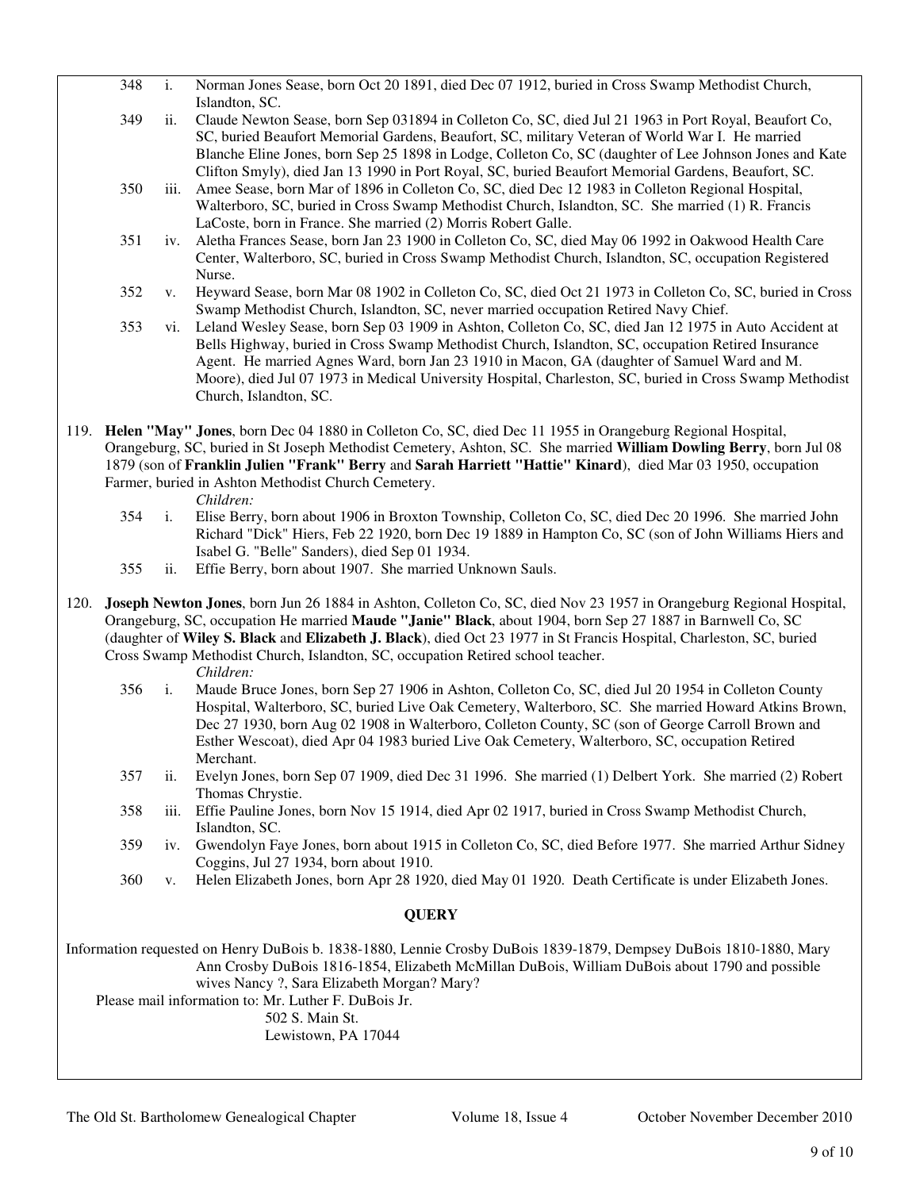348 i. Norman Jones Sease, born Oct 20 1891, died Dec 07 1912, buried in Cross Swamp Methodist Church, Islandton, SC.

349 ii. Claude Newton Sease, born Sep 031894 in Colleton Co, SC, died Jul 21 1963 in Port Royal, Beaufort Co, SC, buried Beaufort Memorial Gardens, Beaufort, SC, military Veteran of World War I. He married Blanche Eline Jones, born Sep 25 1898 in Lodge, Colleton Co, SC (daughter of Lee Johnson Jones and Kate Clifton Smyly), died Jan 13 1990 in Port Royal, SC, buried Beaufort Memorial Gardens, Beaufort, SC.

350 iii. Amee Sease, born Mar of 1896 in Colleton Co, SC, died Dec 12 1983 in Colleton Regional Hospital, Walterboro, SC, buried in Cross Swamp Methodist Church, Islandton, SC. She married (1) R. Francis LaCoste, born in France. She married (2) Morris Robert Galle.

351 iv. Aletha Frances Sease, born Jan 23 1900 in Colleton Co, SC, died May 06 1992 in Oakwood Health Care Center, Walterboro, SC, buried in Cross Swamp Methodist Church, Islandton, SC, occupation Registered Nurse.

352 v. Heyward Sease, born Mar 08 1902 in Colleton Co, SC, died Oct 21 1973 in Colleton Co, SC, buried in Cross Swamp Methodist Church, Islandton, SC, never married occupation Retired Navy Chief.

353 vi. Leland Wesley Sease, born Sep 03 1909 in Ashton, Colleton Co, SC, died Jan 12 1975 in Auto Accident at Bells Highway, buried in Cross Swamp Methodist Church, Islandton, SC, occupation Retired Insurance Agent. He married Agnes Ward, born Jan 23 1910 in Macon, GA (daughter of Samuel Ward and M. Moore), died Jul 07 1973 in Medical University Hospital, Charleston, SC, buried in Cross Swamp Methodist Church, Islandton, SC.

119. **Helen "May" Jones**, born Dec 04 1880 in Colleton Co, SC, died Dec 11 1955 in Orangeburg Regional Hospital, Orangeburg, SC, buried in St Joseph Methodist Cemetery, Ashton, SC. She married **William Dowling Berry**, born Jul 08 1879 (son of **Franklin Julien "Frank" Berry** and **Sarah Harriett "Hattie" Kinard**), died Mar 03 1950, occupation Farmer, buried in Ashton Methodist Church Cemetery.

*Children:*

354 i. Elise Berry, born about 1906 in Broxton Township, Colleton Co, SC, died Dec 20 1996. She married John Richard "Dick" Hiers, Feb 22 1920, born Dec 19 1889 in Hampton Co, SC (son of John Williams Hiers and Isabel G. "Belle" Sanders), died Sep 01 1934.

355 ii. Effie Berry, born about 1907. She married Unknown Sauls.

120. **Joseph Newton Jones**, born Jun 26 1884 in Ashton, Colleton Co, SC, died Nov 23 1957 in Orangeburg Regional Hospital, Orangeburg, SC, occupation He married **Maude "Janie" Black**, about 1904, born Sep 27 1887 in Barnwell Co, SC (daughter of **Wiley S. Black** and **Elizabeth J. Black**), died Oct 23 1977 in St Francis Hospital, Charleston, SC, buried Cross Swamp Methodist Church, Islandton, SC, occupation Retired school teacher.

*Children:*

356 i. Maude Bruce Jones, born Sep 27 1906 in Ashton, Colleton Co, SC, died Jul 20 1954 in Colleton County Hospital, Walterboro, SC, buried Live Oak Cemetery, Walterboro, SC. She married Howard Atkins Brown, Dec 27 1930, born Aug 02 1908 in Walterboro, Colleton County, SC (son of George Carroll Brown and Esther Wescoat), died Apr 04 1983 buried Live Oak Cemetery, Walterboro, SC, occupation Retired Merchant.

357 ii. Evelyn Jones, born Sep 07 1909, died Dec 31 1996. She married (1) Delbert York. She married (2) Robert Thomas Chrystie.

358 iii. Effie Pauline Jones, born Nov 15 1914, died Apr 02 1917, buried in Cross Swamp Methodist Church, Islandton, SC.

359 iv. Gwendolyn Faye Jones, born about 1915 in Colleton Co, SC, died Before 1977. She married Arthur Sidney Coggins, Jul 27 1934, born about 1910.

360 v. Helen Elizabeth Jones, born Apr 28 1920, died May 01 1920. Death Certificate is under Elizabeth Jones.

## QUERY

Information requested on Henry DuBois b. 1838-1880, Lennie Crosby DuBois 1839-1879, Dempsey DuBois 1810-1880, Mary Ann Crosby DuBois 1816-1854, Elizabeth McMillan DuBois, William DuBois about 1790 and possible wives Nancy ?, Sara Elizabeth Morgan? Mary?

Please mail information to: Mr. Luther F. DuBois Jr.
502 S. Main St.
Lewistown, PA 17044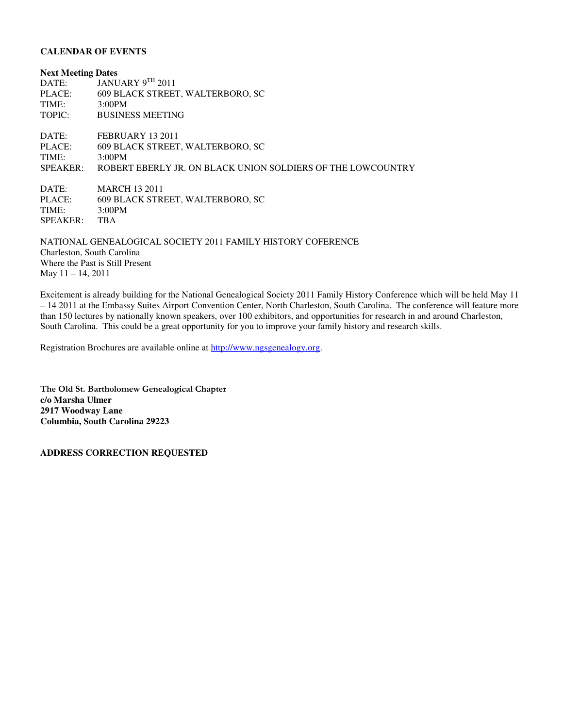**CALENDAR OF EVENTS**

**Next Meeting Dates**

DATE: JANUARY 9TH 2011
PLACE: 609 BLACK STREET, WALTERBORO, SC
TIME: 3:00PM
TOPIC: BUSINESS MEETING

DATE: FEBRUARY 13 2011
PLACE: 609 BLACK STREET, WALTERBORO, SC
TIME: 3:00PM
SPEAKER: ROBERT EBERLY JR. ON BLACK UNION SOLDIERS OF THE LOWCOUNTRY

DATE: MARCH 13 2011
PLACE: 609 BLACK STREET, WALTERBORO, SC
TIME: 3:00PM
SPEAKER: TBA

NATIONAL GENEALOGICAL SOCIETY 2011 FAMILY HISTORY COFERENCE
Charleston, South Carolina
Where the Past is Still Present
May 11 – 14, 2011

Excitement is already building for the National Genealogical Society 2011 Family History Conference which will be held May 11 – 14 2011 at the Embassy Suites Airport Convention Center, North Charleston, South Carolina. The conference will feature more than 150 lectures by nationally known speakers, over 100 exhibitors, and opportunities for research in and around Charleston, South Carolina. This could be a great opportunity for you to improve your family history and research skills.

Registration Brochures are available online at http://www.ngsgenealogy.org.

**The Old St. Bartholomew Genealogical Chapter**
**c/o Marsha Ulmer**
**2917 Woodway Lane**
**Columbia, South Carolina 29223**

**ADDRESS CORRECTION REQUESTED**